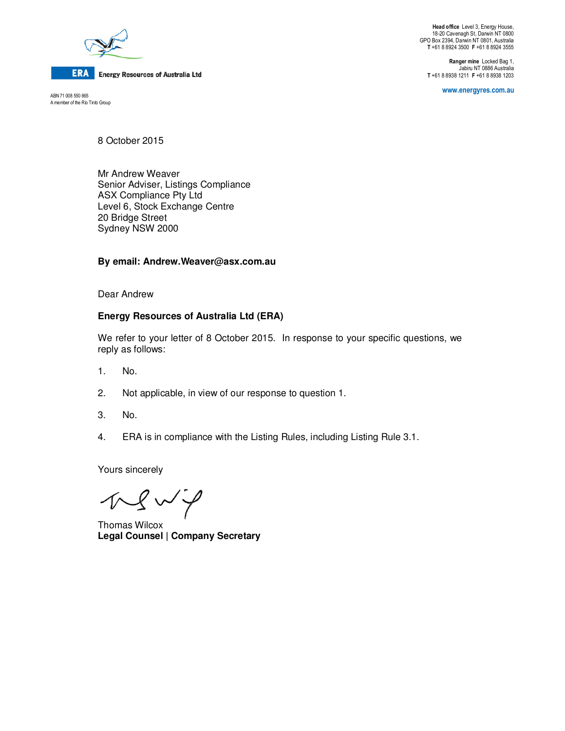**ERA** Energy Resources of Australia Ltd

ABN 71 008 550 865
A member of the Rio Tinto Group

**Head office** Level 3, Energy House,
18-20 Cavenagh St, Darwin NT 0800
GPO Box 2394, Darwin NT 0801, Australia
**T** +61 8 8924 3500 **F** +61 8 8924 3555

**Ranger mine** Locked Bag 1,
Jabiru NT 0886 Australia
**T** +61 8 8938 1211 **F** +61 8 8938 1203

www.energyres.com.au

8 October 2015

Mr Andrew Weaver
Senior Adviser, Listings Compliance
ASX Compliance Pty Ltd
Level 6, Stock Exchange Centre
20 Bridge Street
Sydney NSW 2000

**By email: Andrew.Weaver@asx.com.au**

Dear Andrew

**Energy Resources of Australia Ltd (ERA)**

We refer to your letter of 8 October 2015. In response to your specific questions, we reply as follows:

1. No.

2. Not applicable, in view of our response to question 1.

3. No.

4. ERA is in compliance with the Listing Rules, including Listing Rule 3.1.

Yours sincerely

Thomas Wilcox
**Legal Counsel | Company Secretary**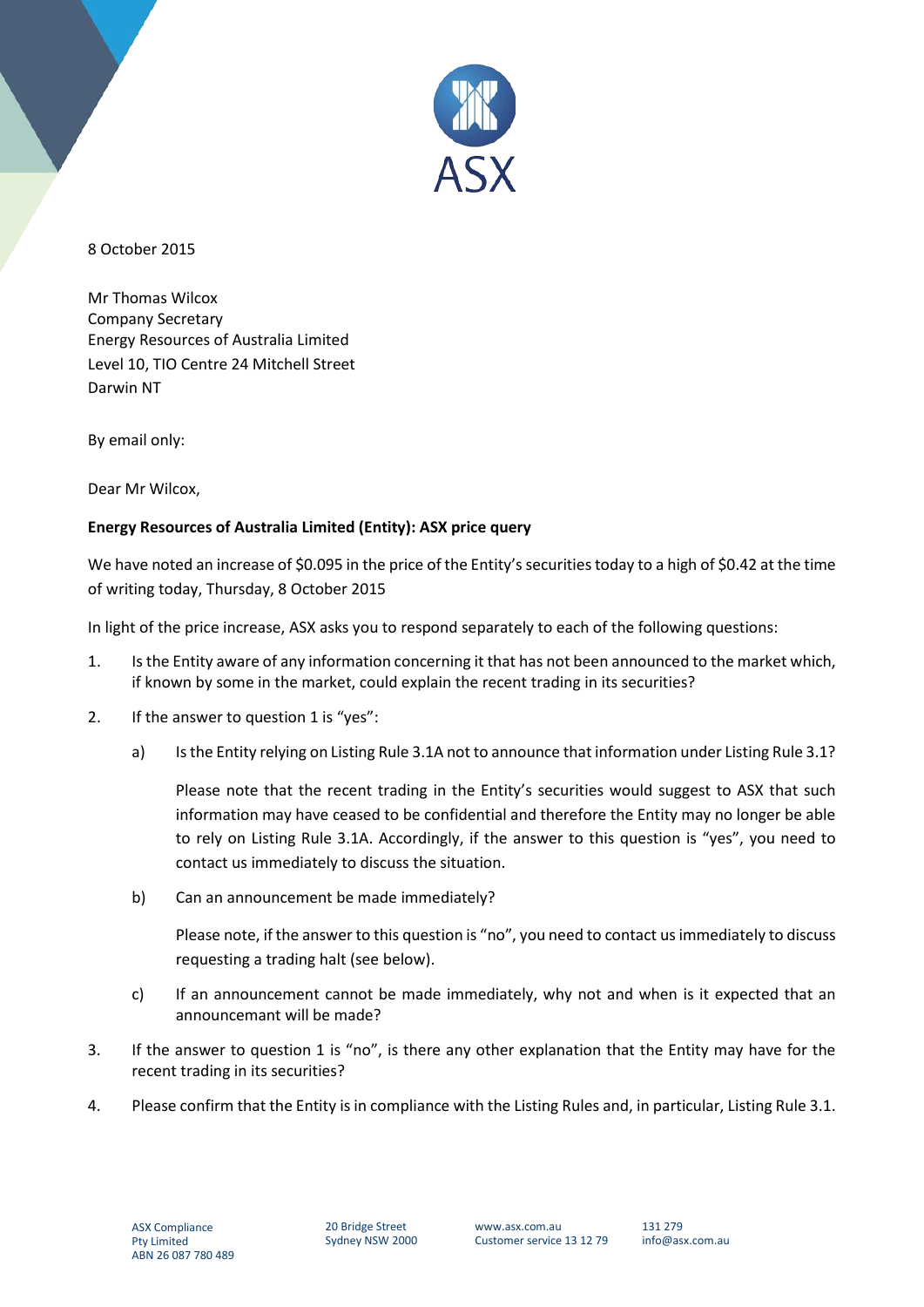8 October 2015

Mr Thomas Wilcox
Company Secretary
Energy Resources of Australia Limited
Level 10, TIO Centre 24 Mitchell Street
Darwin NT

By email only:

Dear Mr Wilcox,

**Energy Resources of Australia Limited (Entity): ASX price query**

We have noted an increase of $0.095 in the price of the Entity's securities today to a high of $0.42 at the time of writing today, Thursday, 8 October 2015

In light of the price increase, ASX asks you to respond separately to each of the following questions:

1. Is the Entity aware of any information concerning it that has not been announced to the market which, if known by some in the market, could explain the recent trading in its securities?

2. If the answer to question 1 is "yes":

   a) Is the Entity relying on Listing Rule 3.1A not to announce that information under Listing Rule 3.1?

      Please note that the recent trading in the Entity's securities would suggest to ASX that such information may have ceased to be confidential and therefore the Entity may no longer be able to rely on Listing Rule 3.1A. Accordingly, if the answer to this question is "yes", you need to contact us immediately to discuss the situation.

   b) Can an announcement be made immediately?

      Please note, if the answer to this question is "no", you need to contact us immediately to discuss requesting a trading halt (see below).

   c) If an announcement cannot be made immediately, why not and when is it expected that an announcemant will be made?

3. If the answer to question 1 is "no", is there any other explanation that the Entity may have for the recent trading in its securities?

4. Please confirm that the Entity is in compliance with the Listing Rules and, in particular, Listing Rule 3.1.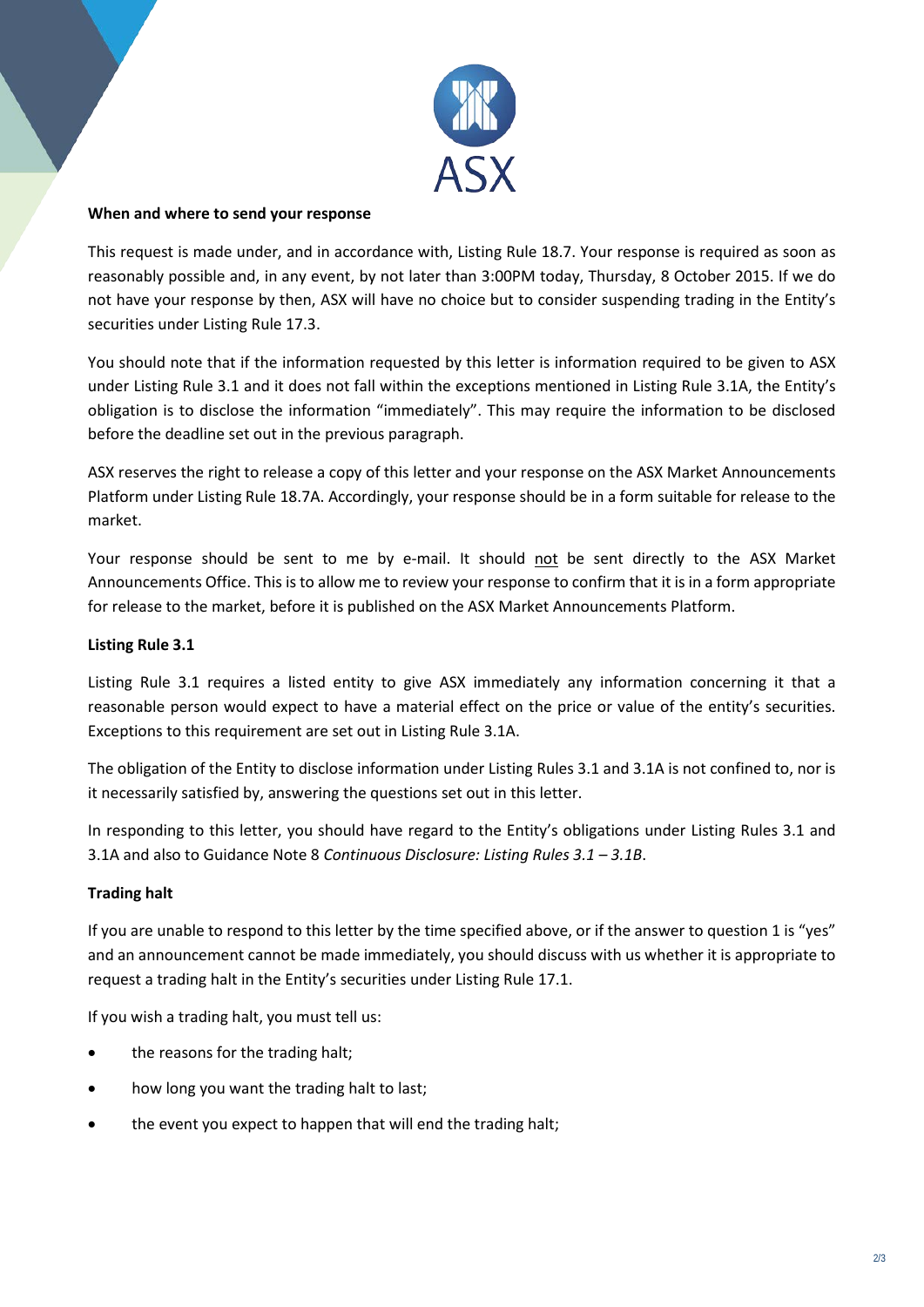**When and where to send your response**

This request is made under, and in accordance with, Listing Rule 18.7. Your response is required as soon as reasonably possible and, in any event, by not later than 3:00PM today, Thursday, 8 October 2015. If we do not have your response by then, ASX will have no choice but to consider suspending trading in the Entity's securities under Listing Rule 17.3.

You should note that if the information requested by this letter is information required to be given to ASX under Listing Rule 3.1 and it does not fall within the exceptions mentioned in Listing Rule 3.1A, the Entity's obligation is to disclose the information "immediately". This may require the information to be disclosed before the deadline set out in the previous paragraph.

ASX reserves the right to release a copy of this letter and your response on the ASX Market Announcements Platform under Listing Rule 18.7A. Accordingly, your response should be in a form suitable for release to the market.

Your response should be sent to me by e-mail. It should not be sent directly to the ASX Market Announcements Office. This is to allow me to review your response to confirm that it is in a form appropriate for release to the market, before it is published on the ASX Market Announcements Platform.

**Listing Rule 3.1**

Listing Rule 3.1 requires a listed entity to give ASX immediately any information concerning it that a reasonable person would expect to have a material effect on the price or value of the entity's securities. Exceptions to this requirement are set out in Listing Rule 3.1A.

The obligation of the Entity to disclose information under Listing Rules 3.1 and 3.1A is not confined to, nor is it necessarily satisfied by, answering the questions set out in this letter.

In responding to this letter, you should have regard to the Entity's obligations under Listing Rules 3.1 and 3.1A and also to Guidance Note 8 *Continuous Disclosure: Listing Rules 3.1 – 3.1B*.

**Trading halt**

If you are unable to respond to this letter by the time specified above, or if the answer to question 1 is "yes" and an announcement cannot be made immediately, you should discuss with us whether it is appropriate to request a trading halt in the Entity's securities under Listing Rule 17.1.

If you wish a trading halt, you must tell us:

- the reasons for the trading halt;
- how long you want the trading halt to last;
- the event you expect to happen that will end the trading halt;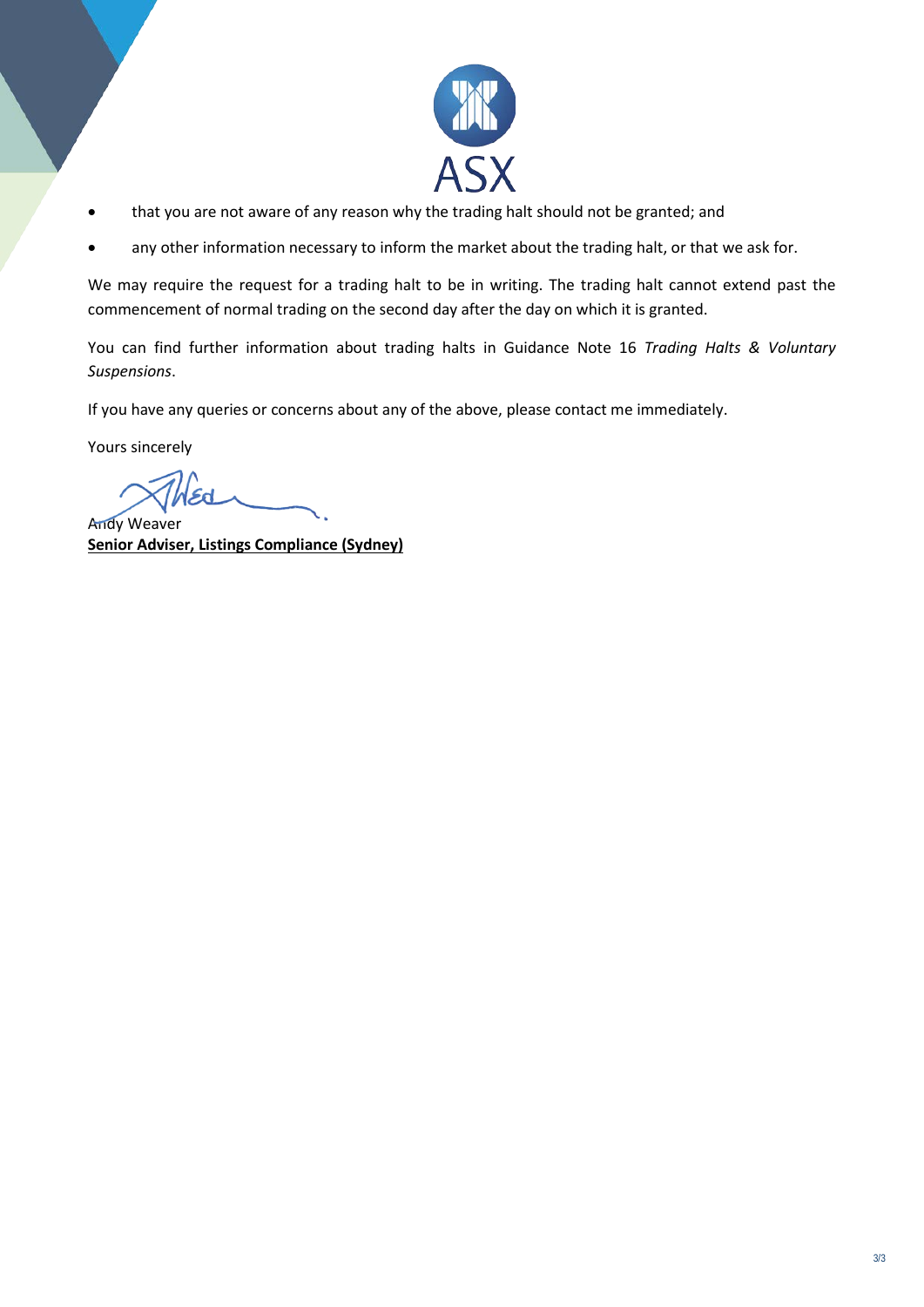- that you are not aware of any reason why the trading halt should not be granted; and
- any other information necessary to inform the market about the trading halt, or that we ask for.

We may require the request for a trading halt to be in writing. The trading halt cannot extend past the commencement of normal trading on the second day after the day on which it is granted.

You can find further information about trading halts in Guidance Note 16 *Trading Halts & Voluntary Suspensions*.

If you have any queries or concerns about any of the above, please contact me immediately.

Yours sincerely

Andy Weaver

**Senior Adviser, Listings Compliance (Sydney)**